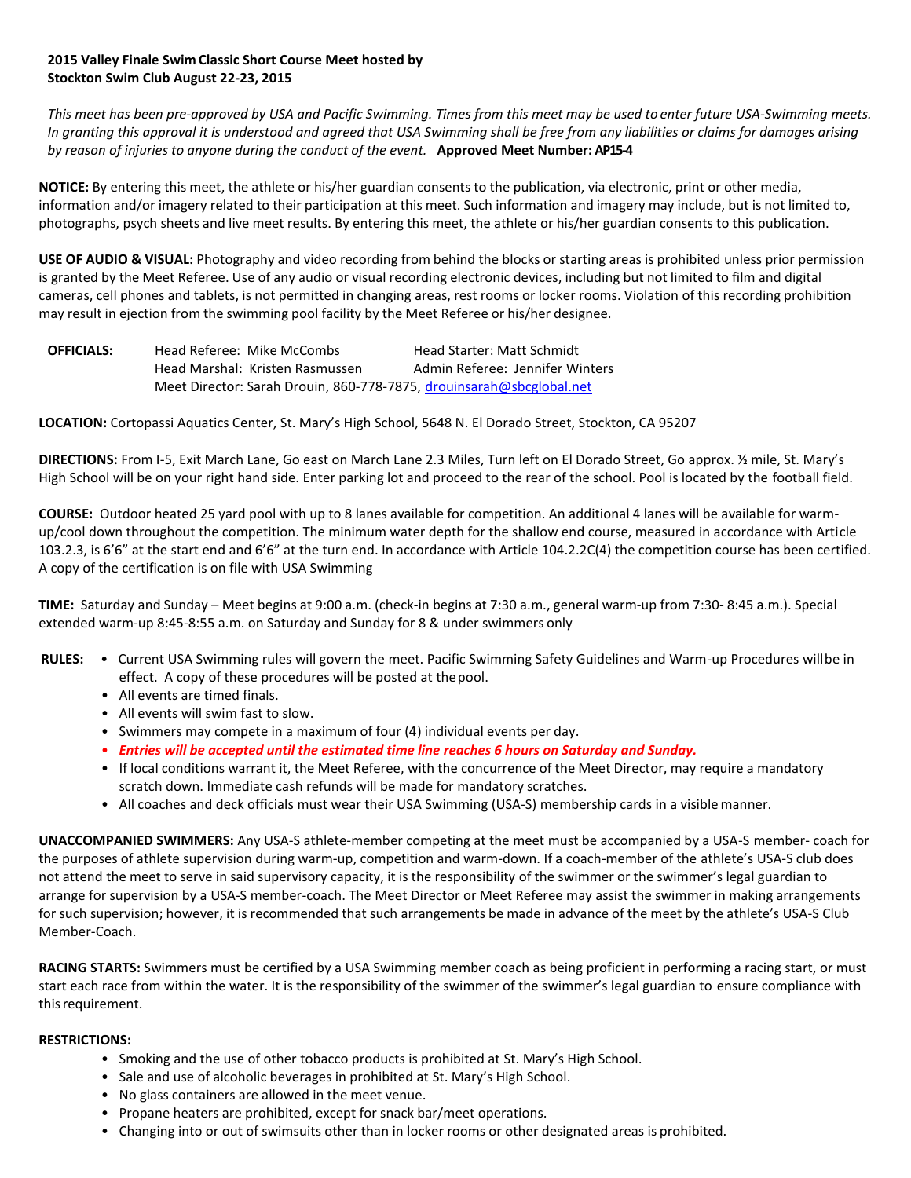**2015 Valley Finale Swim Classic Short Course Meet hosted by Stockton Swim Club August 22-23, 2015**

*This meet has been pre-approved by USA and Pacific Swimming. Times from this meet may be used to enter future USA-Swimming meets. In granting this approval it is understood and agreed that USA Swimming shall be free from any liabilities or claims for damages arising by reason of injuries to anyone during the conduct of the event.* **Approved Meet Number: AP15-4**

**NOTICE:** By entering this meet, the athlete or his/her guardian consents to the publication, via electronic, print or other media, information and/or imagery related to their participation at this meet. Such information and imagery may include, but is not limited to, photographs, psych sheets and live meet results. By entering this meet, the athlete or his/her guardian consents to this publication.

**USE OF AUDIO & VISUAL:** Photography and video recording from behind the blocks or starting areas is prohibited unless prior permission is granted by the Meet Referee. Use of any audio or visual recording electronic devices, including but not limited to film and digital cameras, cell phones and tablets, is not permitted in changing areas, rest rooms or locker rooms. Violation of this recording prohibition may result in ejection from the swimming pool facility by the Meet Referee or his/her designee.

**OFFICIALS:**
Head Referee: Mike McCombs — Head Starter: Matt Schmidt
Head Marshal: Kristen Rasmussen — Admin Referee: Jennifer Winters
Meet Director: Sarah Drouin, 860-778-7875, drouinsarah@sbcglobal.net

**LOCATION:** Cortopassi Aquatics Center, St. Mary's High School, 5648 N. El Dorado Street, Stockton, CA 95207

**DIRECTIONS:** From I-5, Exit March Lane, Go east on March Lane 2.3 Miles, Turn left on El Dorado Street, Go approx. ½ mile, St. Mary's High School will be on your right hand side. Enter parking lot and proceed to the rear of the school. Pool is located by the football field.

**COURSE:** Outdoor heated 25 yard pool with up to 8 lanes available for competition. An additional 4 lanes will be available for warm-up/cool down throughout the competition. The minimum water depth for the shallow end course, measured in accordance with Article 103.2.3, is 6'6" at the start end and 6'6" at the turn end. In accordance with Article 104.2.2C(4) the competition course has been certified. A copy of the certification is on file with USA Swimming

**TIME:** Saturday and Sunday – Meet begins at 9:00 a.m. (check-in begins at 7:30 a.m., general warm-up from 7:30- 8:45 a.m.). Special extended warm-up 8:45-8:55 a.m. on Saturday and Sunday for 8 & under swimmers only

**RULES:**
- Current USA Swimming rules will govern the meet. Pacific Swimming Safety Guidelines and Warm-up Procedures will be in effect. A copy of these procedures will be posted at the pool.
- All events are timed finals.
- All events will swim fast to slow.
- Swimmers may compete in a maximum of four (4) individual events per day.
- ***Entries will be accepted until the estimated time line reaches 6 hours on Saturday and Sunday.***
- If local conditions warrant it, the Meet Referee, with the concurrence of the Meet Director, may require a mandatory scratch down. Immediate cash refunds will be made for mandatory scratches.
- All coaches and deck officials must wear their USA Swimming (USA-S) membership cards in a visible manner.

**UNACCOMPANIED SWIMMERS:** Any USA-S athlete-member competing at the meet must be accompanied by a USA-S member- coach for the purposes of athlete supervision during warm-up, competition and warm-down. If a coach-member of the athlete's USA-S club does not attend the meet to serve in said supervisory capacity, it is the responsibility of the swimmer or the swimmer's legal guardian to arrange for supervision by a USA-S member-coach. The Meet Director or Meet Referee may assist the swimmer in making arrangements for such supervision; however, it is recommended that such arrangements be made in advance of the meet by the athlete's USA-S Club Member-Coach.

**RACING STARTS:** Swimmers must be certified by a USA Swimming member coach as being proficient in performing a racing start, or must start each race from within the water. It is the responsibility of the swimmer of the swimmer's legal guardian to ensure compliance with this requirement.

**RESTRICTIONS:**
- Smoking and the use of other tobacco products is prohibited at St. Mary's High School.
- Sale and use of alcoholic beverages in prohibited at St. Mary's High School.
- No glass containers are allowed in the meet venue.
- Propane heaters are prohibited, except for snack bar/meet operations.
- Changing into or out of swimsuits other than in locker rooms or other designated areas is prohibited.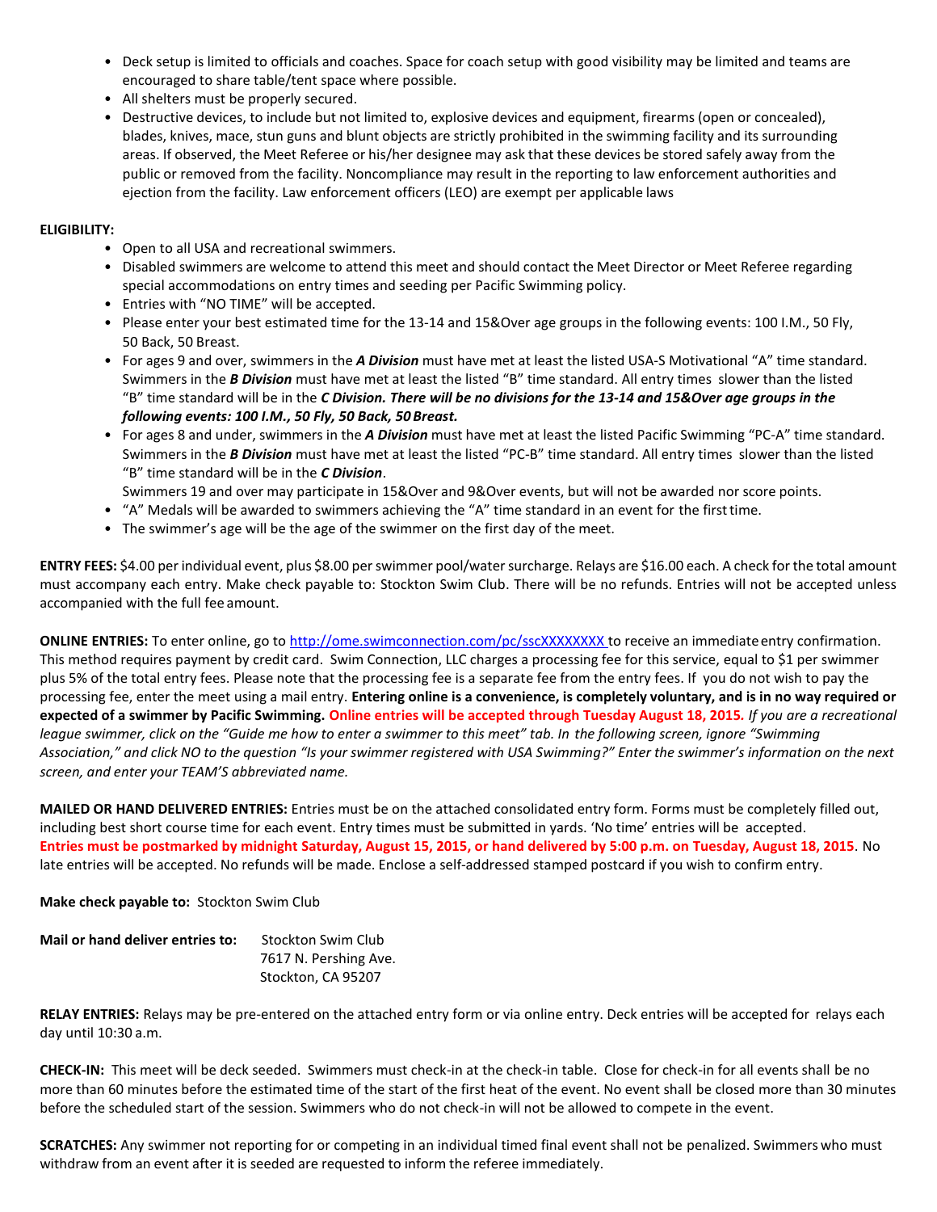- Deck setup is limited to officials and coaches. Space for coach setup with good visibility may be limited and teams are encouraged to share table/tent space where possible.
- All shelters must be properly secured.
- Destructive devices, to include but not limited to, explosive devices and equipment, firearms (open or concealed), blades, knives, mace, stun guns and blunt objects are strictly prohibited in the swimming facility and its surrounding areas. If observed, the Meet Referee or his/her designee may ask that these devices be stored safely away from the public or removed from the facility. Noncompliance may result in the reporting to law enforcement authorities and ejection from the facility. Law enforcement officers (LEO) are exempt per applicable laws

**ELIGIBILITY:**

- Open to all USA and recreational swimmers.
- Disabled swimmers are welcome to attend this meet and should contact the Meet Director or Meet Referee regarding special accommodations on entry times and seeding per Pacific Swimming policy.
- Entries with "NO TIME" will be accepted.
- Please enter your best estimated time for the 13-14 and 15&Over age groups in the following events: 100 I.M., 50 Fly, 50 Back, 50 Breast.
- For ages 9 and over, swimmers in the ***A Division*** must have met at least the listed USA-S Motivational "A" time standard. Swimmers in the ***B Division*** must have met at least the listed "B" time standard. All entry times slower than the listed "B" time standard will be in the ***C Division. There will be no divisions for the 13-14 and 15&Over age groups in the following events: 100 I.M., 50 Fly, 50 Back, 50 Breast.***
- For ages 8 and under, swimmers in the ***A Division*** must have met at least the listed Pacific Swimming "PC-A" time standard. Swimmers in the ***B Division*** must have met at least the listed "PC-B" time standard. All entry times slower than the listed "B" time standard will be in the ***C Division***.
  Swimmers 19 and over may participate in 15&Over and 9&Over events, but will not be awarded nor score points.
- "A" Medals will be awarded to swimmers achieving the "A" time standard in an event for the first time.
- The swimmer's age will be the age of the swimmer on the first day of the meet.

**ENTRY FEES:** $4.00 per individual event, plus $8.00 per swimmer pool/water surcharge. Relays are $16.00 each. A check for the total amount must accompany each entry. Make check payable to: Stockton Swim Club. There will be no refunds. Entries will not be accepted unless accompanied with the full fee amount.

**ONLINE ENTRIES:** To enter online, go to http://ome.swimconnection.com/pc/sscXXXXXXXX to receive an immediate entry confirmation. This method requires payment by credit card. Swim Connection, LLC charges a processing fee for this service, equal to $1 per swimmer plus 5% of the total entry fees. Please note that the processing fee is a separate fee from the entry fees. If you do not wish to pay the processing fee, enter the meet using a mail entry. **Entering online is a convenience, is completely voluntary, and is in no way required or expected of a swimmer by Pacific Swimming. Online entries will be accepted through Tuesday August 18, 2015.** *If you are a recreational league swimmer, click on the "Guide me how to enter a swimmer to this meet" tab. In the following screen, ignore "Swimming Association," and click NO to the question "Is your swimmer registered with USA Swimming?" Enter the swimmer's information on the next screen, and enter your TEAM'S abbreviated name.*

**MAILED OR HAND DELIVERED ENTRIES:** Entries must be on the attached consolidated entry form. Forms must be completely filled out, including best short course time for each event. Entry times must be submitted in yards. 'No time' entries will be accepted. **Entries must be postmarked by midnight Saturday, August 15, 2015, or hand delivered by 5:00 p.m. on Tuesday, August 18, 2015**. No late entries will be accepted. No refunds will be made. Enclose a self-addressed stamped postcard if you wish to confirm entry.

**Make check payable to:** Stockton Swim Club

**Mail or hand deliver entries to:** Stockton Swim Club
7617 N. Pershing Ave.
Stockton, CA 95207

**RELAY ENTRIES:** Relays may be pre-entered on the attached entry form or via online entry. Deck entries will be accepted for relays each day until 10:30 a.m.

**CHECK-IN:** This meet will be deck seeded. Swimmers must check-in at the check-in table. Close for check-in for all events shall be no more than 60 minutes before the estimated time of the start of the first heat of the event. No event shall be closed more than 30 minutes before the scheduled start of the session. Swimmers who do not check-in will not be allowed to compete in the event.

**SCRATCHES:** Any swimmer not reporting for or competing in an individual timed final event shall not be penalized. Swimmers who must withdraw from an event after it is seeded are requested to inform the referee immediately.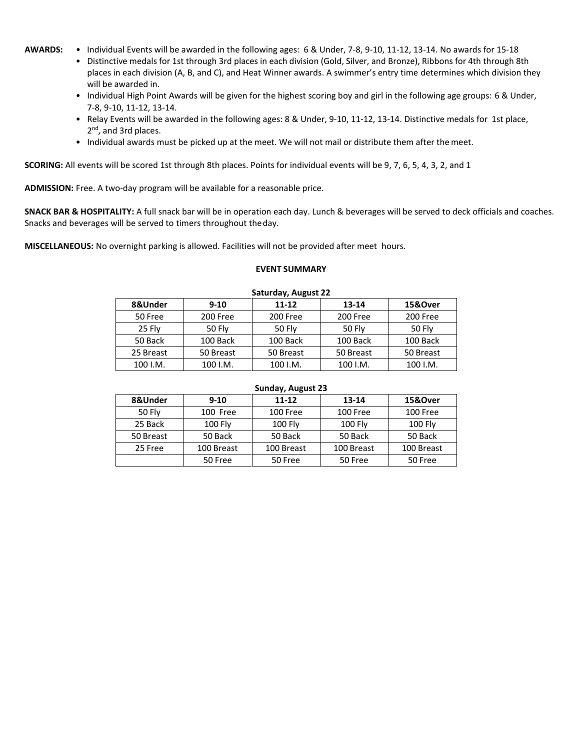**AWARDS:**

- Individual Events will be awarded in the following ages: 6 & Under, 7-8, 9-10, 11-12, 13-14. No awards for 15-18
- Distinctive medals for 1st through 3rd places in each division (Gold, Silver, and Bronze), Ribbons for 4th through 8th places in each division (A, B, and C), and Heat Winner awards. A swimmer's entry time determines which division they will be awarded in.
- Individual High Point Awards will be given for the highest scoring boy and girl in the following age groups: 6 & Under, 7-8, 9-10, 11-12, 13-14.
- Relay Events will be awarded in the following ages: 8 & Under, 9-10, 11-12, 13-14. Distinctive medals for 1st place, 2nd, and 3rd places.
- Individual awards must be picked up at the meet. We will not mail or distribute them after the meet.

**SCORING:** All events will be scored 1st through 8th places. Points for individual events will be 9, 7, 6, 5, 4, 3, 2, and 1

**ADMISSION:** Free. A two-day program will be available for a reasonable price.

**SNACK BAR & HOSPITALITY:** A full snack bar will be in operation each day. Lunch & beverages will be served to deck officials and coaches. Snacks and beverages will be served to timers throughout the day.

**MISCELLANEOUS:** No overnight parking is allowed. Facilities will not be provided after meet hours.

**EVENT SUMMARY**

**Saturday, August 22**

| 8&Under | 9-10 | 11-12 | 13-14 | 15&Over |
|---|---|---|---|---|
| 50 Free | 200 Free | 200 Free | 200 Free | 200 Free |
| 25 Fly | 50 Fly | 50 Fly | 50 Fly | 50 Fly |
| 50 Back | 100 Back | 100 Back | 100 Back | 100 Back |
| 25 Breast | 50 Breast | 50 Breast | 50 Breast | 50 Breast |
| 100 I.M. | 100 I.M. | 100 I.M. | 100 I.M. | 100 I.M. |

**Sunday, August 23**

| 8&Under | 9-10 | 11-12 | 13-14 | 15&Over |
|---|---|---|---|---|
| 50 Fly | 100 Free | 100 Free | 100 Free | 100 Free |
| 25 Back | 100 Fly | 100 Fly | 100 Fly | 100 Fly |
| 50 Breast | 50 Back | 50 Back | 50 Back | 50 Back |
| 25 Free | 100 Breast | 100 Breast | 100 Breast | 100 Breast |
| | 50 Free | 50 Free | 50 Free | 50 Free |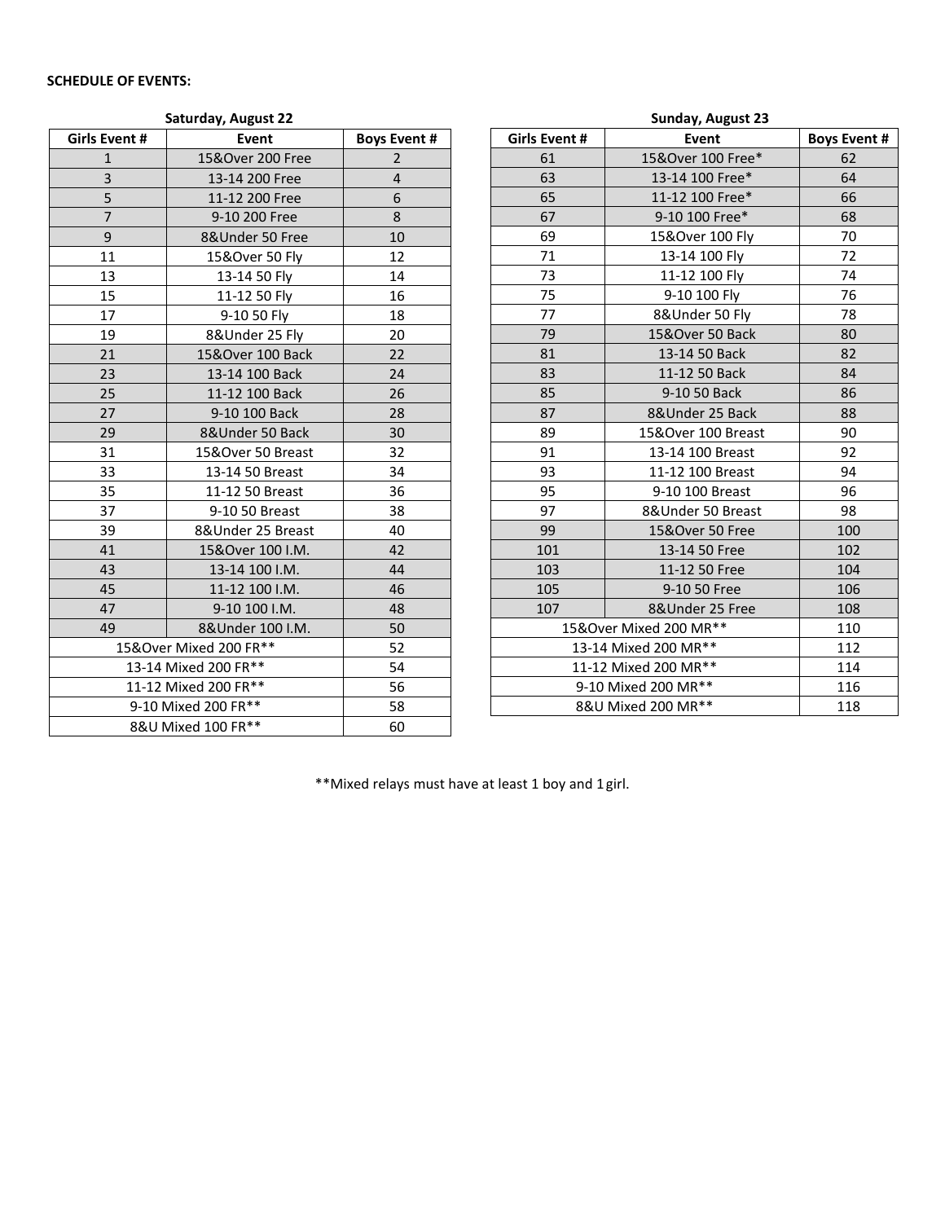**SCHEDULE OF EVENTS:**

**Saturday, August 22**

| Girls Event # | Event | Boys Event # |
|---|---|---|
| 1 | 15&Over 200 Free | 2 |
| 3 | 13-14 200 Free | 4 |
| 5 | 11-12 200 Free | 6 |
| 7 | 9-10 200 Free | 8 |
| 9 | 8&Under 50 Free | 10 |
| 11 | 15&Over 50 Fly | 12 |
| 13 | 13-14 50 Fly | 14 |
| 15 | 11-12 50 Fly | 16 |
| 17 | 9-10 50 Fly | 18 |
| 19 | 8&Under 25 Fly | 20 |
| 21 | 15&Over 100 Back | 22 |
| 23 | 13-14 100 Back | 24 |
| 25 | 11-12 100 Back | 26 |
| 27 | 9-10 100 Back | 28 |
| 29 | 8&Under 50 Back | 30 |
| 31 | 15&Over 50 Breast | 32 |
| 33 | 13-14 50 Breast | 34 |
| 35 | 11-12 50 Breast | 36 |
| 37 | 9-10 50 Breast | 38 |
| 39 | 8&Under 25 Breast | 40 |
| 41 | 15&Over 100 I.M. | 42 |
| 43 | 13-14 100 I.M. | 44 |
| 45 | 11-12 100 I.M. | 46 |
| 47 | 9-10 100 I.M. | 48 |
| 49 | 8&Under 100 I.M. | 50 |
| 15&Over Mixed 200 FR** | | 52 |
| 13-14 Mixed 200 FR** | | 54 |
| 11-12 Mixed 200 FR** | | 56 |
| 9-10 Mixed 200 FR** | | 58 |
| 8&U Mixed 100 FR** | | 60 |

**Sunday, August 23**

| Girls Event # | Event | Boys Event # |
|---|---|---|
| 61 | 15&Over 100 Free* | 62 |
| 63 | 13-14 100 Free* | 64 |
| 65 | 11-12 100 Free* | 66 |
| 67 | 9-10 100 Free* | 68 |
| 69 | 15&Over 100 Fly | 70 |
| 71 | 13-14 100 Fly | 72 |
| 73 | 11-12 100 Fly | 74 |
| 75 | 9-10 100 Fly | 76 |
| 77 | 8&Under 50 Fly | 78 |
| 79 | 15&Over 50 Back | 80 |
| 81 | 13-14 50 Back | 82 |
| 83 | 11-12 50 Back | 84 |
| 85 | 9-10 50 Back | 86 |
| 87 | 8&Under 25 Back | 88 |
| 89 | 15&Over 100 Breast | 90 |
| 91 | 13-14 100 Breast | 92 |
| 93 | 11-12 100 Breast | 94 |
| 95 | 9-10 100 Breast | 96 |
| 97 | 8&Under 50 Breast | 98 |
| 99 | 15&Over 50 Free | 100 |
| 101 | 13-14 50 Free | 102 |
| 103 | 11-12 50 Free | 104 |
| 105 | 9-10 50 Free | 106 |
| 107 | 8&Under 25 Free | 108 |
| 15&Over Mixed 200 MR** | | 110 |
| 13-14 Mixed 200 MR** | | 112 |
| 11-12 Mixed 200 MR** | | 114 |
| 9-10 Mixed 200 MR** | | 116 |
| 8&U Mixed 200 MR** | | 118 |

**Mixed relays must have at least 1 boy and 1 girl.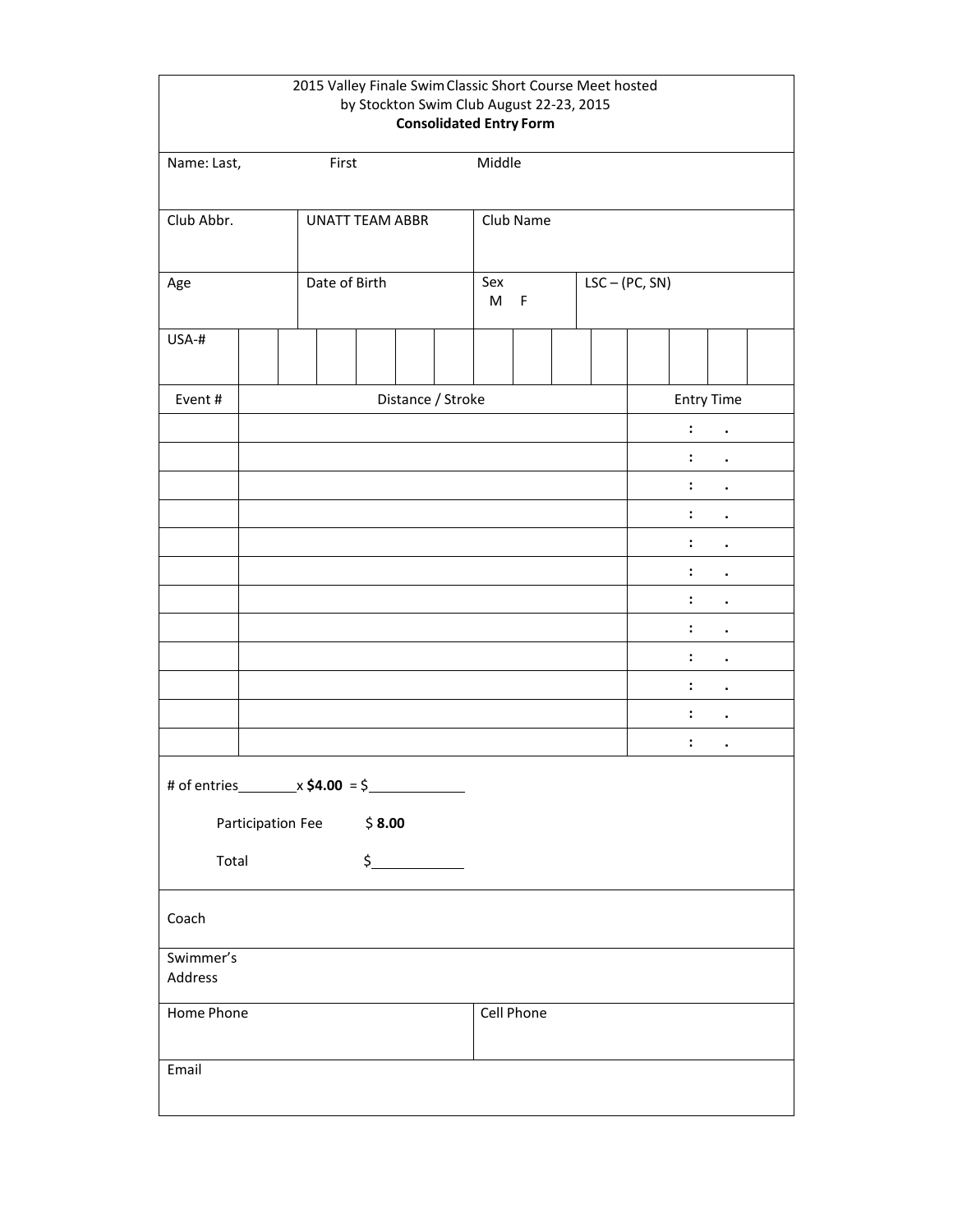2015 Valley Finale Swim Classic Short Course Meet hosted by Stockton Swim Club August 22-23, 2015

**Consolidated Entry Form**

| Name: Last, | First | Middle |
|---|---|---|
| | | |

| Club Abbr. | UNATT TEAM ABBR | Club Name |
|---|---|---|
| | | |

| Age | Date of Birth | Sex M F | LSC – (PC, SN) |
|---|---|---|---|
| | | | |

| USA-# | | | | | | | | | | | | | |
|---|---|---|---|---|---|---|---|---|---|---|---|---|---|
| | | | | | | | | | | | | | |

| Event # | Distance / Stroke | Entry Time |
|---|---|---|
| | | : . |
| | | : . |
| | | : . |
| | | : . |
| | | : . |
| | | : . |
| | | : . |
| | | : . |
| | | : . |
| | | : . |
| | | : . |
| | | : . |

# of entries________x **$4.00** = $____________

Participation Fee $ **8.00**

Total $____________

Coach

Swimmer's Address

| Home Phone | Cell Phone |
|---|---|
| | |

Email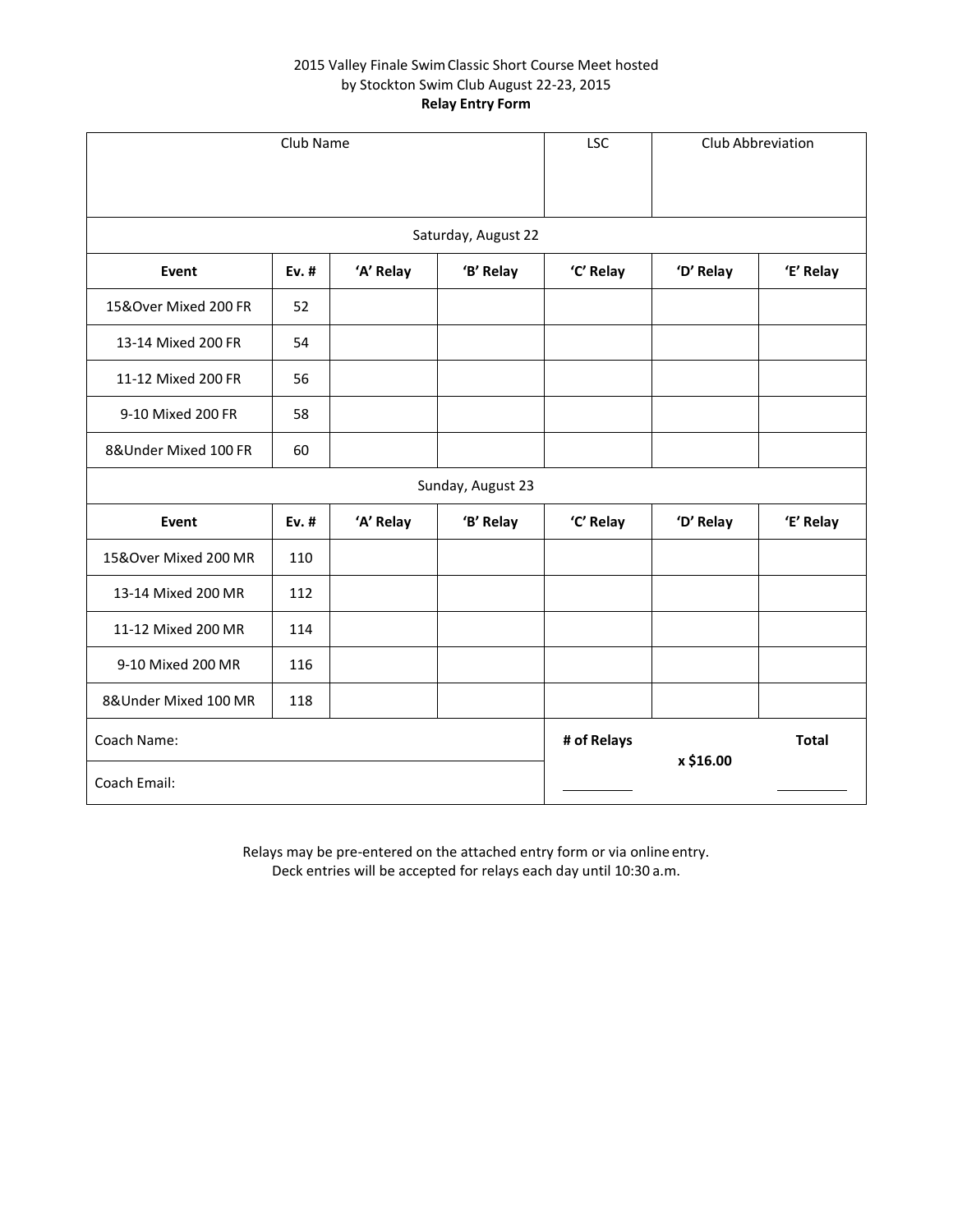2015 Valley Finale Swim Classic Short Course Meet hosted
by Stockton Swim Club August 22-23, 2015

**Relay Entry Form**

| Club Name | | | | LSC | Club Abbreviation | |
|---|---|---|---|---|---|---|
| | | | | | | |
| Saturday, August 22 | | | | | | |
| **Event** | **Ev. #** | **'A' Relay** | **'B' Relay** | **'C' Relay** | **'D' Relay** | **'E' Relay** |
| 15&Over Mixed 200 FR | 52 | | | | | |
| 13-14 Mixed 200 FR | 54 | | | | | |
| 11-12 Mixed 200 FR | 56 | | | | | |
| 9-10 Mixed 200 FR | 58 | | | | | |
| 8&Under Mixed 100 FR | 60 | | | | | |
| Sunday, August 23 | | | | | | |
| **Event** | **Ev. #** | **'A' Relay** | **'B' Relay** | **'C' Relay** | **'D' Relay** | **'E' Relay** |
| 15&Over Mixed 200 MR | 110 | | | | | |
| 13-14 Mixed 200 MR | 112 | | | | | |
| 11-12 Mixed 200 MR | 114 | | | | | |
| 9-10 Mixed 200 MR | 116 | | | | | |
| 8&Under Mixed 100 MR | 118 | | | | | |
| Coach Name: | | | | **# of Relays** ________ | **x $16.00** | **Total** ________ |
| Coach Email: | | | | | | |

Relays may be pre-entered on the attached entry form or via online entry.
Deck entries will be accepted for relays each day until 10:30 a.m.